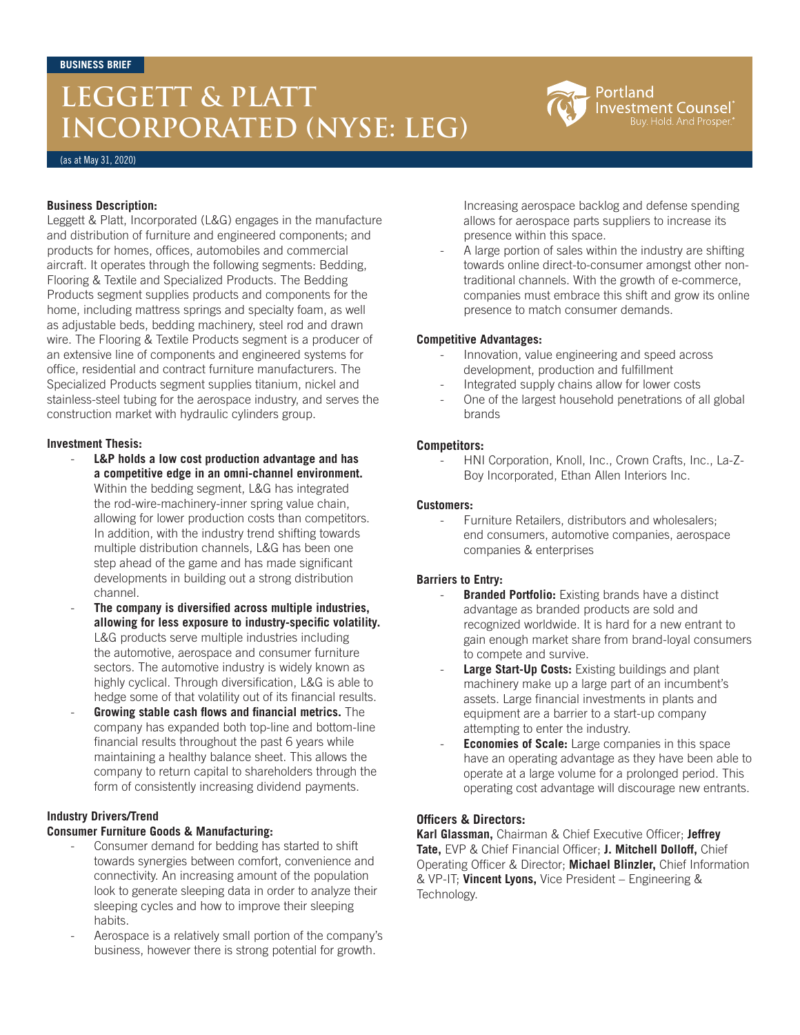BUSINESS BRIEF

# LEGGETT & PLATT INCORPORATED (NYSE: LEG)

(as at May 31, 2020)

**Business Description:**
Leggett & Platt, Incorporated (L&G) engages in the manufacture and distribution of furniture and engineered components; and products for homes, offices, automobiles and commercial aircraft. It operates through the following segments: Bedding, Flooring & Textile and Specialized Products. The Bedding Products segment supplies products and components for the home, including mattress springs and specialty foam, as well as adjustable beds, bedding machinery, steel rod and drawn wire. The Flooring & Textile Products segment is a producer of an extensive line of components and engineered systems for office, residential and contract furniture manufacturers. The Specialized Products segment supplies titanium, nickel and stainless-steel tubing for the aerospace industry, and serves the construction market with hydraulic cylinders group.

**Investment Thesis:**

- **L&P holds a low cost production advantage and has a competitive edge in an omni-channel environment.** Within the bedding segment, L&G has integrated the rod-wire-machinery-inner spring value chain, allowing for lower production costs than competitors. In addition, with the industry trend shifting towards multiple distribution channels, L&G has been one step ahead of the game and has made significant developments in building out a strong distribution channel.
- **The company is diversified across multiple industries, allowing for less exposure to industry-specific volatility.** L&G products serve multiple industries including the automotive, aerospace and consumer furniture sectors. The automotive industry is widely known as highly cyclical. Through diversification, L&G is able to hedge some of that volatility out of its financial results.
- **Growing stable cash flows and financial metrics.** The company has expanded both top-line and bottom-line financial results throughout the past 6 years while maintaining a healthy balance sheet. This allows the company to return capital to shareholders through the form of consistently increasing dividend payments.

**Industry Drivers/Trend**
**Consumer Furniture Goods & Manufacturing:**

- Consumer demand for bedding has started to shift towards synergies between comfort, convenience and connectivity. An increasing amount of the population look to generate sleeping data in order to analyze their sleeping cycles and how to improve their sleeping habits.
- Aerospace is a relatively small portion of the company's business, however there is strong potential for growth. Increasing aerospace backlog and defense spending allows for aerospace parts suppliers to increase its presence within this space.
- A large portion of sales within the industry are shifting towards online direct-to-consumer amongst other non-traditional channels. With the growth of e-commerce, companies must embrace this shift and grow its online presence to match consumer demands.

**Competitive Advantages:**

- Innovation, value engineering and speed across development, production and fulfillment
- Integrated supply chains allow for lower costs
- One of the largest household penetrations of all global brands

**Competitors:**

- HNI Corporation, Knoll, Inc., Crown Crafts, Inc., La-Z-Boy Incorporated, Ethan Allen Interiors Inc.

**Customers:**

- Furniture Retailers, distributors and wholesalers; end consumers, automotive companies, aerospace companies & enterprises

**Barriers to Entry:**

- **Branded Portfolio:** Existing brands have a distinct advantage as branded products are sold and recognized worldwide. It is hard for a new entrant to gain enough market share from brand-loyal consumers to compete and survive.
- **Large Start-Up Costs:** Existing buildings and plant machinery make up a large part of an incumbent's assets. Large financial investments in plants and equipment are a barrier to a start-up company attempting to enter the industry.
- **Economies of Scale:** Large companies in this space have an operating advantage as they have been able to operate at a large volume for a prolonged period. This operating cost advantage will discourage new entrants.

**Officers & Directors:**
**Karl Glassman,** Chairman & Chief Executive Officer; **Jeffrey Tate,** EVP & Chief Financial Officer; **J. Mitchell Dolloff,** Chief Operating Officer & Director; **Michael Blinzler,** Chief Information & VP-IT; **Vincent Lyons,** Vice President – Engineering & Technology.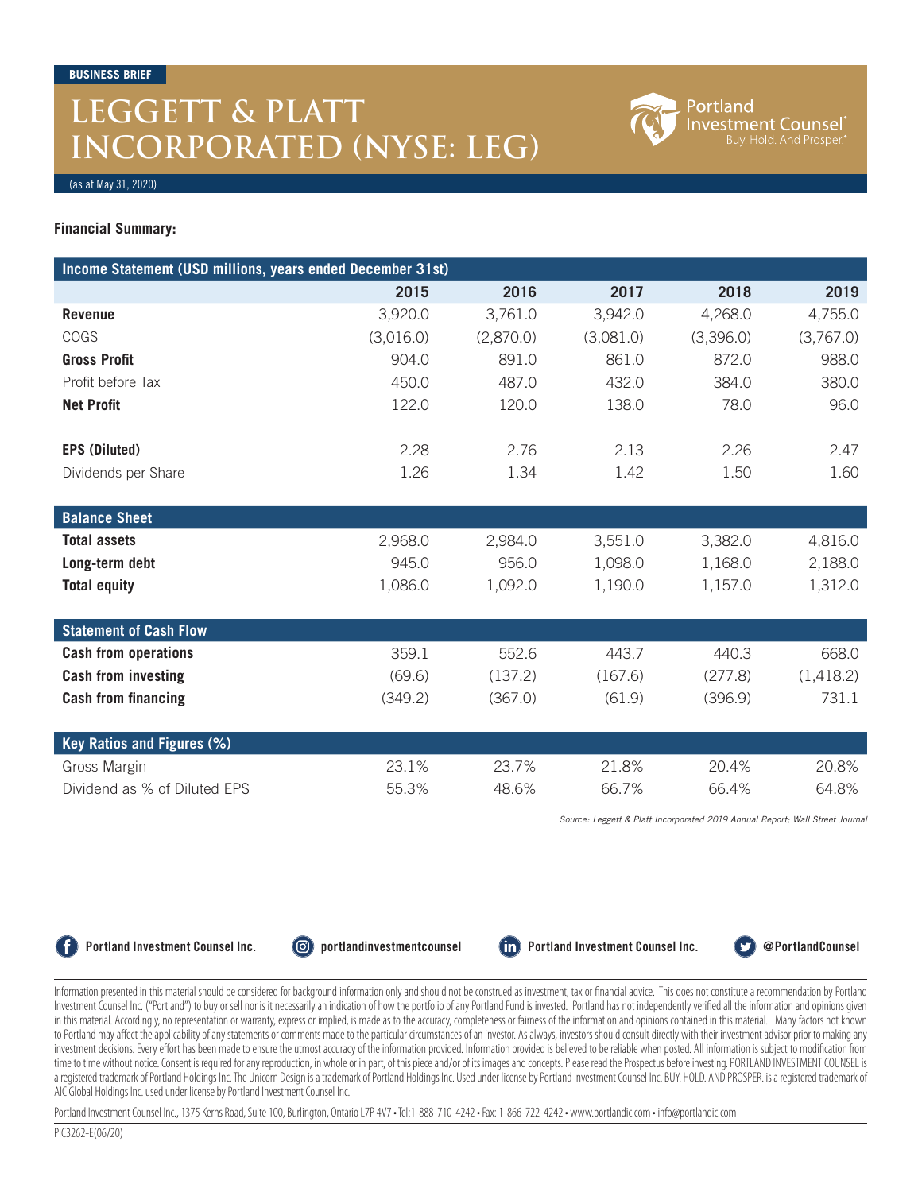BUSINESS BRIEF

# LEGGETT & PLATT INCORPORATED (NYSE: LEG)

Portland Investment Counsel® Buy. Hold. And Prosper.®

(as at May 31, 2020)

**Financial Summary:**

| Income Statement (USD millions, years ended December 31st) | 2015 | 2016 | 2017 | 2018 | 2019 |
|---|---|---|---|---|---|
| **Revenue** | 3,920.0 | 3,761.0 | 3,942.0 | 4,268.0 | 4,755.0 |
| COGS | (3,016.0) | (2,870.0) | (3,081.0) | (3,396.0) | (3,767.0) |
| **Gross Profit** | 904.0 | 891.0 | 861.0 | 872.0 | 988.0 |
| Profit before Tax | 450.0 | 487.0 | 432.0 | 384.0 | 380.0 |
| **Net Profit** | 122.0 | 120.0 | 138.0 | 78.0 | 96.0 |
| | | | | | |
| **EPS (Diluted)** | 2.28 | 2.76 | 2.13 | 2.26 | 2.47 |
| Dividends per Share | 1.26 | 1.34 | 1.42 | 1.50 | 1.60 |
| **Balance Sheet** | | | | | |
| **Total assets** | 2,968.0 | 2,984.0 | 3,551.0 | 3,382.0 | 4,816.0 |
| **Long-term debt** | 945.0 | 956.0 | 1,098.0 | 1,168.0 | 2,188.0 |
| **Total equity** | 1,086.0 | 1,092.0 | 1,190.0 | 1,157.0 | 1,312.0 |
| **Statement of Cash Flow** | | | | | |
| **Cash from operations** | 359.1 | 552.6 | 443.7 | 440.3 | 668.0 |
| **Cash from investing** | (69.6) | (137.2) | (167.6) | (277.8) | (1,418.2) |
| **Cash from financing** | (349.2) | (367.0) | (61.9) | (396.9) | 731.1 |
| **Key Ratios and Figures (%)** | | | | | |
| Gross Margin | 23.1% | 23.7% | 21.8% | 20.4% | 20.8% |
| Dividend as % of Diluted EPS | 55.3% | 48.6% | 66.7% | 66.4% | 64.8% |

*Source: Leggett & Platt Incorporated 2019 Annual Report; Wall Street Journal*

**Portland Investment Counsel Inc.** **portlandinvestmentcounsel** **Portland Investment Counsel Inc.** **@PortlandCounsel**

Information presented in this material should be considered for background information only and should not be construed as investment, tax or financial advice. This does not constitute a recommendation by Portland Investment Counsel Inc. ("Portland") to buy or sell nor is it necessarily an indication of how the portfolio of any Portland Fund is invested. Portland has not independently verified all the information and opinions given in this material. Accordingly, no representation or warranty, express or implied, is made as to the accuracy, completeness or fairness of the information and opinions contained in this material. Many factors not known to Portland may affect the applicability of any statements or comments made to the particular circumstances of an investor. As always, investors should consult directly with their investment advisor prior to making any investment decisions. Every effort has been made to ensure the utmost accuracy of the information provided. Information provided is believed to be reliable when posted. All information is subject to modification from time to time without notice. Consent is required for any reproduction, in whole or in part, of this piece and/or of its images and concepts. Please read the Prospectus before investing. PORTLAND INVESTMENT COUNSEL is a registered trademark of Portland Holdings Inc. The Unicorn Design is a trademark of Portland Holdings Inc. Used under license by Portland Investment Counsel Inc. BUY. HOLD. AND PROSPER. is a registered trademark of AIC Global Holdings Inc. used under license by Portland Investment Counsel Inc.

Portland Investment Counsel Inc., 1375 Kerns Road, Suite 100, Burlington, Ontario L7P 4V7 • Tel:1-888-710-4242 • Fax: 1-866-722-4242 • www.portlandic.com • info@portlandic.com

PIC3262-E(06/20)